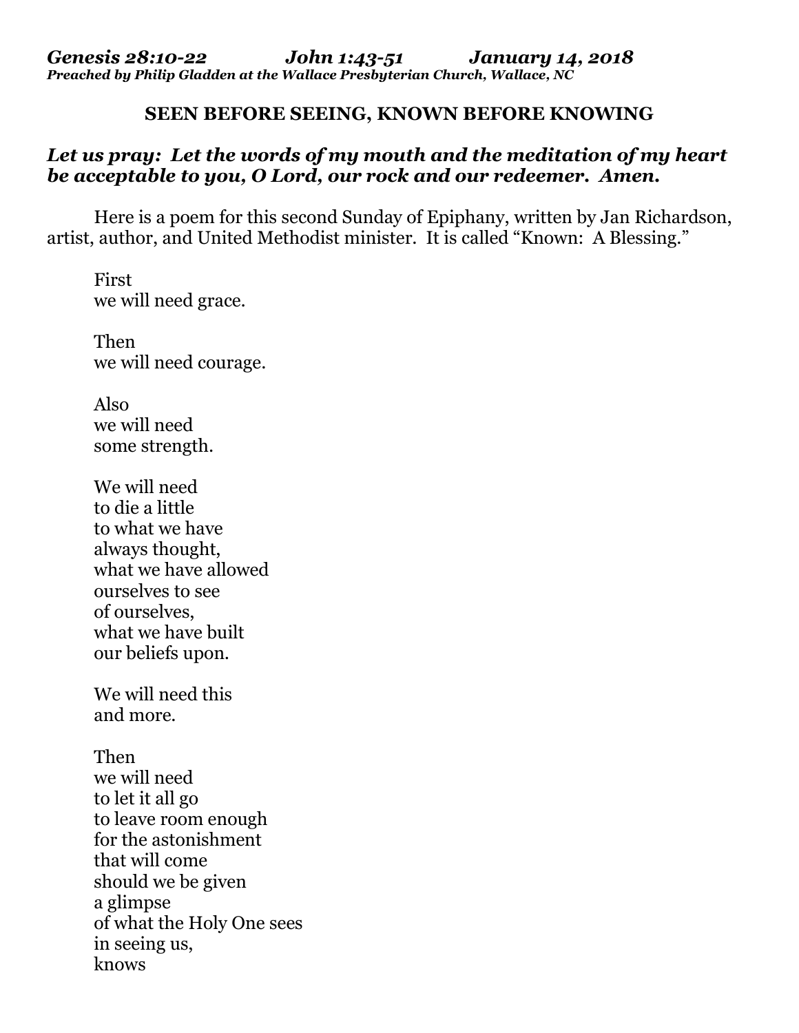***Genesis 28:10-22 John 1:43-51 January 14, 2018***
***Preached by Philip Gladden at the Wallace Presbyterian Church, Wallace, NC***

**SEEN BEFORE SEEING, KNOWN BEFORE KNOWING**

***Let us pray: Let the words of my mouth and the meditation of my heart be acceptable to you, O Lord, our rock and our redeemer. Amen.***

Here is a poem for this second Sunday of Epiphany, written by Jan Richardson, artist, author, and United Methodist minister. It is called "Known: A Blessing."

> First
> we will need grace.
>
> Then
> we will need courage.
>
> Also
> we will need
> some strength.
>
> We will need
> to die a little
> to what we have
> always thought,
> what we have allowed
> ourselves to see
> of ourselves,
> what we have built
> our beliefs upon.
>
> We will need this
> and more.
>
> Then
> we will need
> to let it all go
> to leave room enough
> for the astonishment
> that will come
> should we be given
> a glimpse
> of what the Holy One sees
> in seeing us,
> knows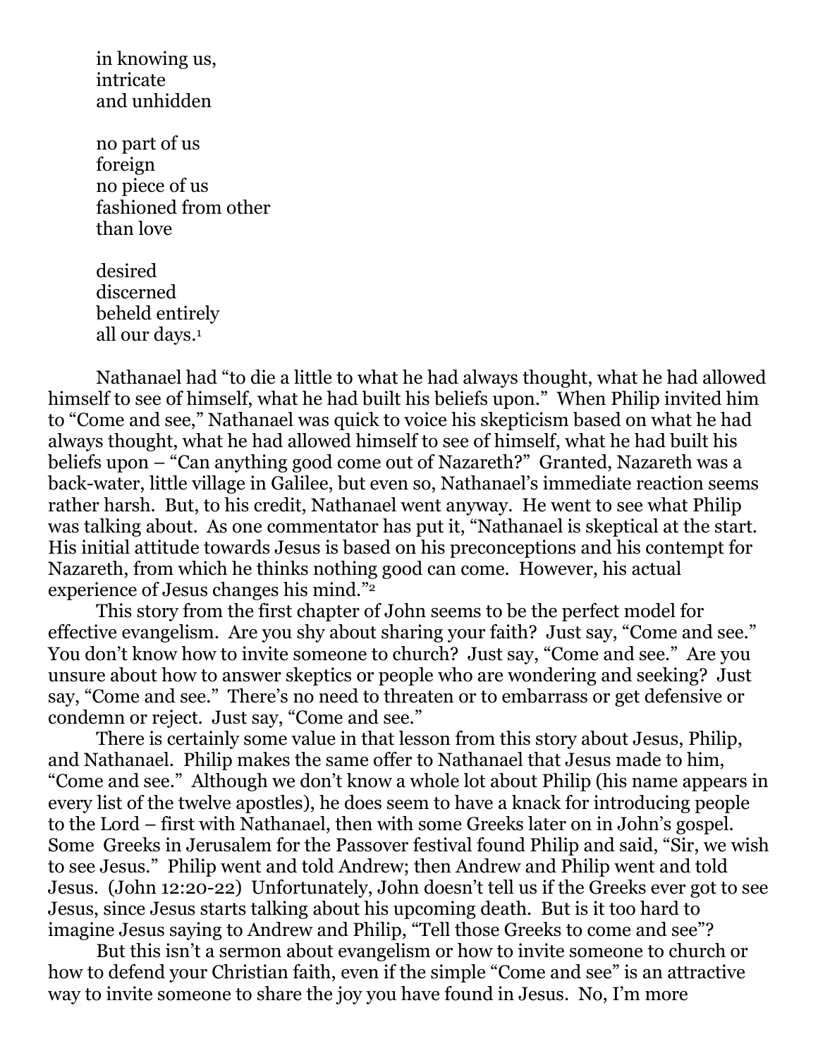in knowing us,  
intricate  
and unhidden

no part of us  
foreign  
no piece of us  
fashioned from other  
than love

desired  
discerned  
beheld entirely  
all our days.[1]

Nathanael had "to die a little to what he had always thought, what he had allowed himself to see of himself, what he had built his beliefs upon." When Philip invited him to "Come and see," Nathanael was quick to voice his skepticism based on what he had always thought, what he had allowed himself to see of himself, what he had built his beliefs upon – "Can anything good come out of Nazareth?" Granted, Nazareth was a back-water, little village in Galilee, but even so, Nathanael's immediate reaction seems rather harsh. But, to his credit, Nathanael went anyway. He went to see what Philip was talking about. As one commentator has put it, "Nathanael is skeptical at the start. His initial attitude towards Jesus is based on his preconceptions and his contempt for Nazareth, from which he thinks nothing good can come. However, his actual experience of Jesus changes his mind."[2]

This story from the first chapter of John seems to be the perfect model for effective evangelism. Are you shy about sharing your faith? Just say, "Come and see." You don't know how to invite someone to church? Just say, "Come and see." Are you unsure about how to answer skeptics or people who are wondering and seeking? Just say, "Come and see." There's no need to threaten or to embarrass or get defensive or condemn or reject. Just say, "Come and see."

There is certainly some value in that lesson from this story about Jesus, Philip, and Nathanael. Philip makes the same offer to Nathanael that Jesus made to him, "Come and see." Although we don't know a whole lot about Philip (his name appears in every list of the twelve apostles), he does seem to have a knack for introducing people to the Lord – first with Nathanael, then with some Greeks later on in John's gospel. Some Greeks in Jerusalem for the Passover festival found Philip and said, "Sir, we wish to see Jesus." Philip went and told Andrew; then Andrew and Philip went and told Jesus. (John 12:20-22) Unfortunately, John doesn't tell us if the Greeks ever got to see Jesus, since Jesus starts talking about his upcoming death. But is it too hard to imagine Jesus saying to Andrew and Philip, "Tell those Greeks to come and see"?

But this isn't a sermon about evangelism or how to invite someone to church or how to defend your Christian faith, even if the simple "Come and see" is an attractive way to invite someone to share the joy you have found in Jesus. No, I'm more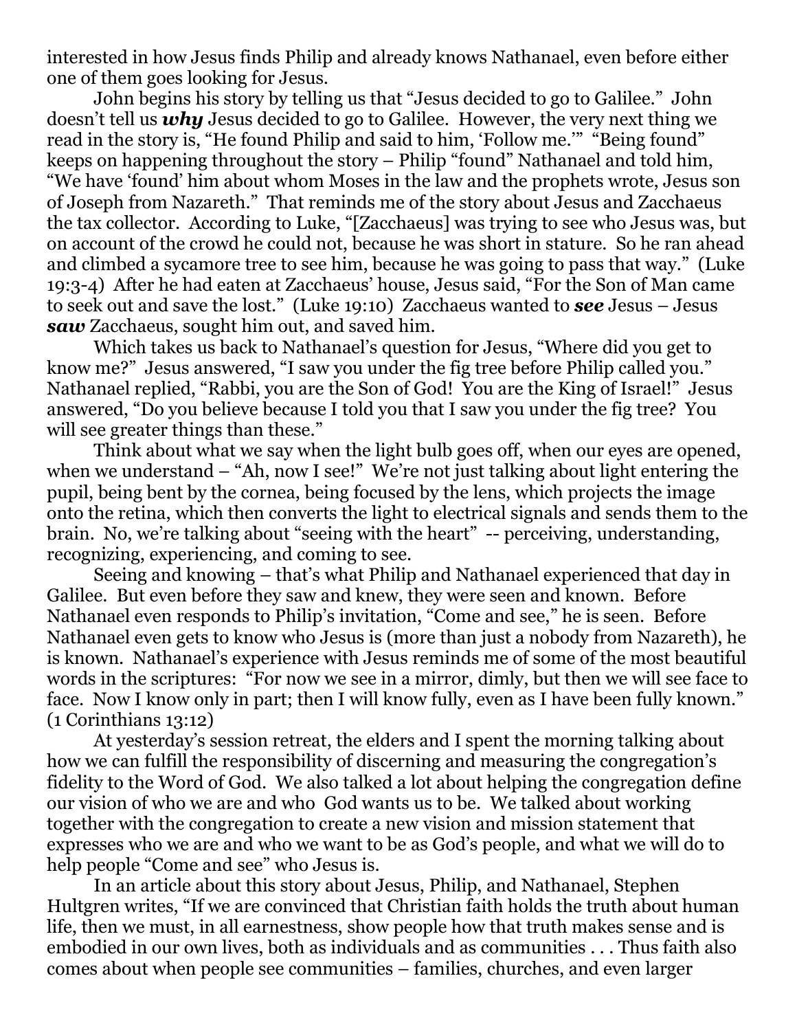interested in how Jesus finds Philip and already knows Nathanael, even before either one of them goes looking for Jesus.

John begins his story by telling us that "Jesus decided to go to Galilee." John doesn't tell us ***why*** Jesus decided to go to Galilee. However, the very next thing we read in the story is, "He found Philip and said to him, 'Follow me.'" "Being found" keeps on happening throughout the story – Philip "found" Nathanael and told him, "We have 'found' him about whom Moses in the law and the prophets wrote, Jesus son of Joseph from Nazareth." That reminds me of the story about Jesus and Zacchaeus the tax collector. According to Luke, "[Zacchaeus] was trying to see who Jesus was, but on account of the crowd he could not, because he was short in stature. So he ran ahead and climbed a sycamore tree to see him, because he was going to pass that way." (Luke 19:3-4) After he had eaten at Zacchaeus' house, Jesus said, "For the Son of Man came to seek out and save the lost." (Luke 19:10) Zacchaeus wanted to ***see*** Jesus – Jesus ***saw*** Zacchaeus, sought him out, and saved him.

Which takes us back to Nathanael's question for Jesus, "Where did you get to know me?" Jesus answered, "I saw you under the fig tree before Philip called you." Nathanael replied, "Rabbi, you are the Son of God! You are the King of Israel!" Jesus answered, "Do you believe because I told you that I saw you under the fig tree? You will see greater things than these."

Think about what we say when the light bulb goes off, when our eyes are opened, when we understand – "Ah, now I see!" We're not just talking about light entering the pupil, being bent by the cornea, being focused by the lens, which projects the image onto the retina, which then converts the light to electrical signals and sends them to the brain. No, we're talking about "seeing with the heart" -- perceiving, understanding, recognizing, experiencing, and coming to see.

Seeing and knowing – that's what Philip and Nathanael experienced that day in Galilee. But even before they saw and knew, they were seen and known. Before Nathanael even responds to Philip's invitation, "Come and see," he is seen. Before Nathanael even gets to know who Jesus is (more than just a nobody from Nazareth), he is known. Nathanael's experience with Jesus reminds me of some of the most beautiful words in the scriptures: "For now we see in a mirror, dimly, but then we will see face to face. Now I know only in part; then I will know fully, even as I have been fully known." (1 Corinthians 13:12)

At yesterday's session retreat, the elders and I spent the morning talking about how we can fulfill the responsibility of discerning and measuring the congregation's fidelity to the Word of God. We also talked a lot about helping the congregation define our vision of who we are and who God wants us to be. We talked about working together with the congregation to create a new vision and mission statement that expresses who we are and who we want to be as God's people, and what we will do to help people "Come and see" who Jesus is.

In an article about this story about Jesus, Philip, and Nathanael, Stephen Hultgren writes, "If we are convinced that Christian faith holds the truth about human life, then we must, in all earnestness, show people how that truth makes sense and is embodied in our own lives, both as individuals and as communities . . . Thus faith also comes about when people see communities – families, churches, and even larger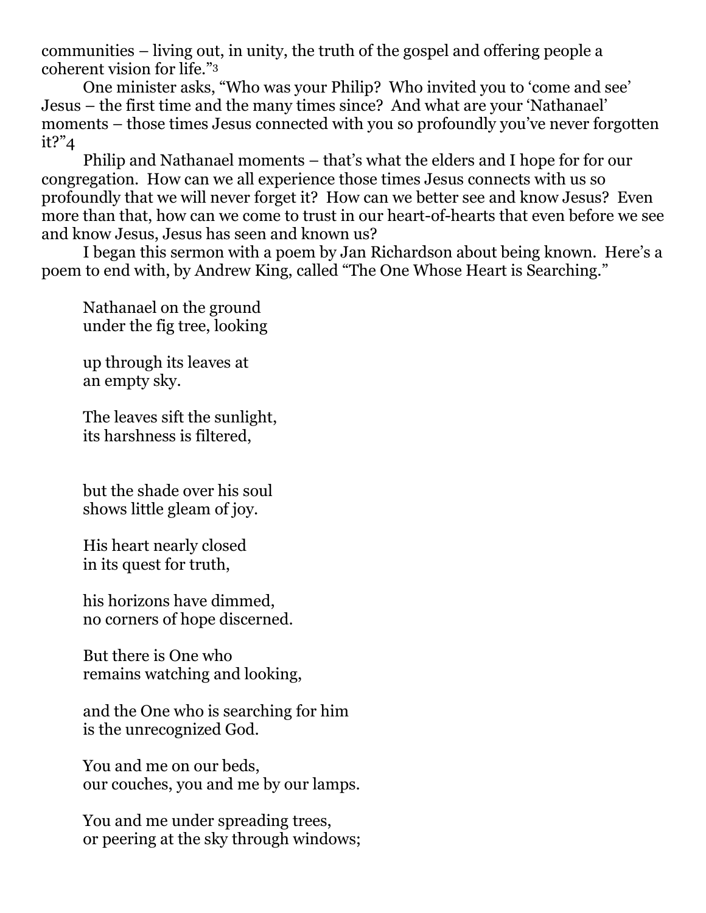communities – living out, in unity, the truth of the gospel and offering people a coherent vision for life."[3]

One minister asks, "Who was your Philip? Who invited you to 'come and see' Jesus – the first time and the many times since? And what are your 'Nathanael' moments – those times Jesus connected with you so profoundly you've never forgotten it?"[4]

Philip and Nathanael moments – that's what the elders and I hope for for our congregation. How can we all experience those times Jesus connects with us so profoundly that we will never forget it? How can we better see and know Jesus? Even more than that, how can we come to trust in our heart-of-hearts that even before we see and know Jesus, Jesus has seen and known us?

I began this sermon with a poem by Jan Richardson about being known. Here's a poem to end with, by Andrew King, called "The One Whose Heart is Searching."

> Nathanael on the ground
> under the fig tree, looking
>
> up through its leaves at
> an empty sky.
>
> The leaves sift the sunlight,
> its harshness is filtered,
>
> but the shade over his soul
> shows little gleam of joy.
>
> His heart nearly closed
> in its quest for truth,
>
> his horizons have dimmed,
> no corners of hope discerned.
>
> But there is One who
> remains watching and looking,
>
> and the One who is searching for him
> is the unrecognized God.
>
> You and me on our beds,
> our couches, you and me by our lamps.
>
> You and me under spreading trees,
> or peering at the sky through windows;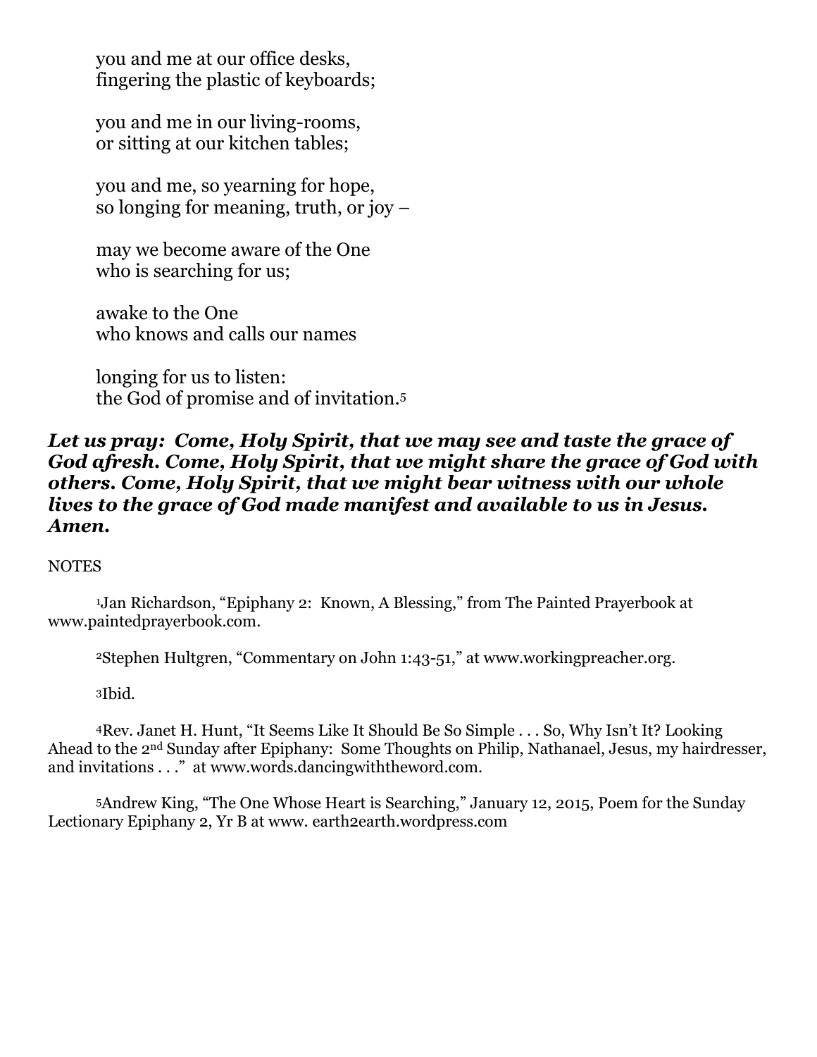you and me at our office desks,
fingering the plastic of keyboards;

you and me in our living-rooms,
or sitting at our kitchen tables;

you and me, so yearning for hope,
so longing for meaning, truth, or joy –

may we become aware of the One
who is searching for us;

awake to the One
who knows and calls our names

longing for us to listen:
the God of promise and of invitation.[5]

***Let us pray: Come, Holy Spirit, that we may see and taste the grace of God afresh. Come, Holy Spirit, that we might share the grace of God with others. Come, Holy Spirit, that we might bear witness with our whole lives to the grace of God made manifest and available to us in Jesus. Amen.***

NOTES

[1]Jan Richardson, "Epiphany 2: Known, A Blessing," from The Painted Prayerbook at www.paintedprayerbook.com.

[2]Stephen Hultgren, "Commentary on John 1:43-51," at www.workingpreacher.org.

[3]Ibid.

[4]Rev. Janet H. Hunt, "It Seems Like It Should Be So Simple . . . So, Why Isn't It? Looking Ahead to the 2nd Sunday after Epiphany: Some Thoughts on Philip, Nathanael, Jesus, my hairdresser, and invitations . . ." at www.words.dancingwiththeword.com.

[5]Andrew King, "The One Whose Heart is Searching," January 12, 2015, Poem for the Sunday Lectionary Epiphany 2, Yr B at www. earth2earth.wordpress.com